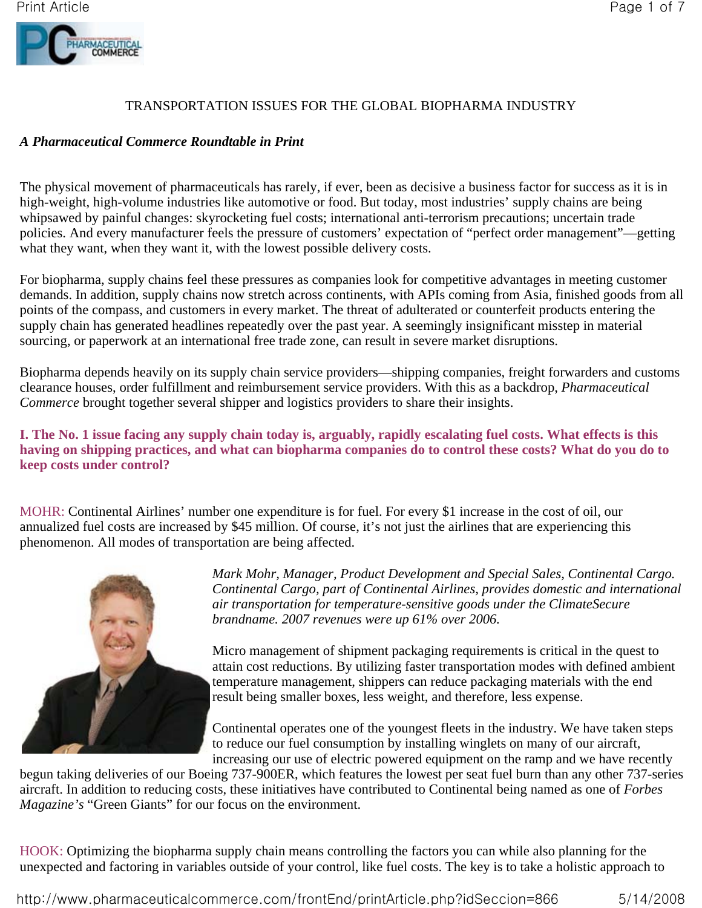# TRANSPORTATION ISSUES FOR THE GLOBAL BIOPHARMA INDUSTRY

***A Pharmaceutical Commerce Roundtable in Print***

The physical movement of pharmaceuticals has rarely, if ever, been as decisive a business factor for success as it is in high-weight, high-volume industries like automotive or food. But today, most industries' supply chains are being whipsawed by painful changes: skyrocketing fuel costs; international anti-terrorism precautions; uncertain trade policies. And every manufacturer feels the pressure of customers' expectation of "perfect order management"—getting what they want, when they want it, with the lowest possible delivery costs.

For biopharma, supply chains feel these pressures as companies look for competitive advantages in meeting customer demands. In addition, supply chains now stretch across continents, with APIs coming from Asia, finished goods from all points of the compass, and customers in every market. The threat of adulterated or counterfeit products entering the supply chain has generated headlines repeatedly over the past year. A seemingly insignificant misstep in material sourcing, or paperwork at an international free trade zone, can result in severe market disruptions.

Biopharma depends heavily on its supply chain service providers—shipping companies, freight forwarders and customs clearance houses, order fulfillment and reimbursement service providers. With this as a backdrop, *Pharmaceutical Commerce* brought together several shipper and logistics providers to share their insights.

**I. The No. 1 issue facing any supply chain today is, arguably, rapidly escalating fuel costs. What effects is this having on shipping practices, and what can biopharma companies do to control these costs? What do you do to keep costs under control?**

MOHR: Continental Airlines' number one expenditure is for fuel. For every $1 increase in the cost of oil, our annualized fuel costs are increased by $45 million. Of course, it's not just the airlines that are experiencing this phenomenon. All modes of transportation are being affected.

*Mark Mohr, Manager, Product Development and Special Sales, Continental Cargo. Continental Cargo, part of Continental Airlines, provides domestic and international air transportation for temperature-sensitive goods under the ClimateSecure brandname. 2007 revenues were up 61% over 2006.*

Micro management of shipment packaging requirements is critical in the quest to attain cost reductions. By utilizing faster transportation modes with defined ambient temperature management, shippers can reduce packaging materials with the end result being smaller boxes, less weight, and therefore, less expense.

Continental operates one of the youngest fleets in the industry. We have taken steps to reduce our fuel consumption by installing winglets on many of our aircraft, increasing our use of electric powered equipment on the ramp and we have recently begun taking deliveries of our Boeing 737-900ER, which features the lowest per seat fuel burn than any other 737-series aircraft. In addition to reducing costs, these initiatives have contributed to Continental being named as one of *Forbes Magazine's* "Green Giants" for our focus on the environment.

HOOK: Optimizing the biopharma supply chain means controlling the factors you can while also planning for the unexpected and factoring in variables outside of your control, like fuel costs. The key is to take a holistic approach to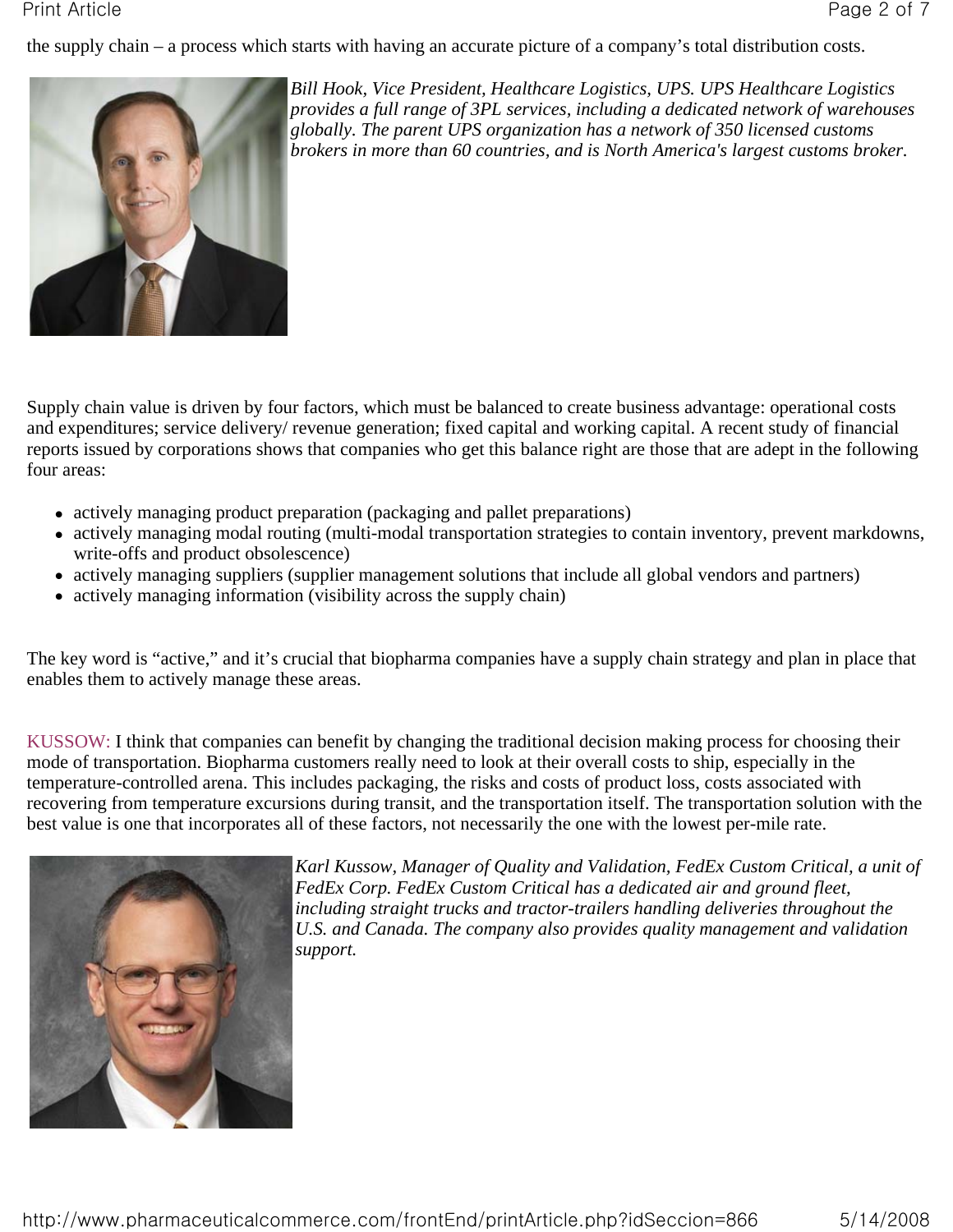the supply chain – a process which starts with having an accurate picture of a company's total distribution costs.

*Bill Hook, Vice President, Healthcare Logistics, UPS. UPS Healthcare Logistics provides a full range of 3PL services, including a dedicated network of warehouses globally. The parent UPS organization has a network of 350 licensed customs brokers in more than 60 countries, and is North America's largest customs broker.*

Supply chain value is driven by four factors, which must be balanced to create business advantage: operational costs and expenditures; service delivery/ revenue generation; fixed capital and working capital. A recent study of financial reports issued by corporations shows that companies who get this balance right are those that are adept in the following four areas:

- actively managing product preparation (packaging and pallet preparations)
- actively managing modal routing (multi-modal transportation strategies to contain inventory, prevent markdowns, write-offs and product obsolescence)
- actively managing suppliers (supplier management solutions that include all global vendors and partners)
- actively managing information (visibility across the supply chain)

The key word is "active," and it's crucial that biopharma companies have a supply chain strategy and plan in place that enables them to actively manage these areas.

KUSSOW: I think that companies can benefit by changing the traditional decision making process for choosing their mode of transportation. Biopharma customers really need to look at their overall costs to ship, especially in the temperature-controlled arena. This includes packaging, the risks and costs of product loss, costs associated with recovering from temperature excursions during transit, and the transportation itself. The transportation solution with the best value is one that incorporates all of these factors, not necessarily the one with the lowest per-mile rate.

*Karl Kussow, Manager of Quality and Validation, FedEx Custom Critical, a unit of FedEx Corp. FedEx Custom Critical has a dedicated air and ground fleet, including straight trucks and tractor-trailers handling deliveries throughout the U.S. and Canada. The company also provides quality management and validation support.*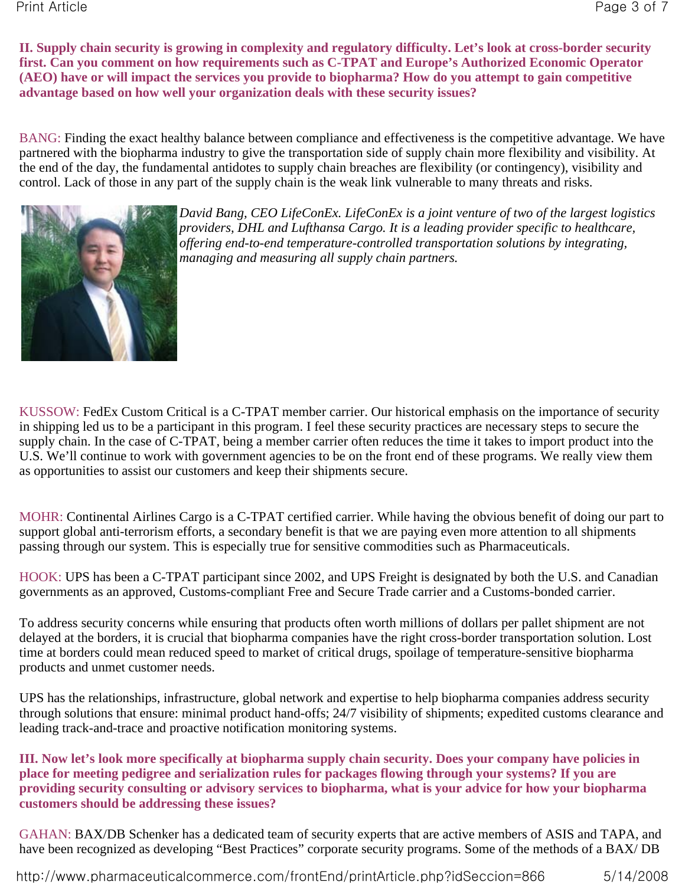**II. Supply chain security is growing in complexity and regulatory difficulty. Let's look at cross-border security first. Can you comment on how requirements such as C-TPAT and Europe's Authorized Economic Operator (AEO) have or will impact the services you provide to biopharma? How do you attempt to gain competitive advantage based on how well your organization deals with these security issues?**

BANG: Finding the exact healthy balance between compliance and effectiveness is the competitive advantage. We have partnered with the biopharma industry to give the transportation side of supply chain more flexibility and visibility. At the end of the day, the fundamental antidotes to supply chain breaches are flexibility (or contingency), visibility and control. Lack of those in any part of the supply chain is the weak link vulnerable to many threats and risks.

*David Bang, CEO LifeConEx. LifeConEx is a joint venture of two of the largest logistics providers, DHL and Lufthansa Cargo. It is a leading provider specific to healthcare, offering end-to-end temperature-controlled transportation solutions by integrating, managing and measuring all supply chain partners.*

KUSSOW: FedEx Custom Critical is a C-TPAT member carrier. Our historical emphasis on the importance of security in shipping led us to be a participant in this program. I feel these security practices are necessary steps to secure the supply chain. In the case of C-TPAT, being a member carrier often reduces the time it takes to import product into the U.S. We'll continue to work with government agencies to be on the front end of these programs. We really view them as opportunities to assist our customers and keep their shipments secure.

MOHR: Continental Airlines Cargo is a C-TPAT certified carrier. While having the obvious benefit of doing our part to support global anti-terrorism efforts, a secondary benefit is that we are paying even more attention to all shipments passing through our system. This is especially true for sensitive commodities such as Pharmaceuticals.

HOOK: UPS has been a C-TPAT participant since 2002, and UPS Freight is designated by both the U.S. and Canadian governments as an approved, Customs-compliant Free and Secure Trade carrier and a Customs-bonded carrier.

To address security concerns while ensuring that products often worth millions of dollars per pallet shipment are not delayed at the borders, it is crucial that biopharma companies have the right cross-border transportation solution. Lost time at borders could mean reduced speed to market of critical drugs, spoilage of temperature-sensitive biopharma products and unmet customer needs.

UPS has the relationships, infrastructure, global network and expertise to help biopharma companies address security through solutions that ensure: minimal product hand-offs; 24/7 visibility of shipments; expedited customs clearance and leading track-and-trace and proactive notification monitoring systems.

**III. Now let's look more specifically at biopharma supply chain security. Does your company have policies in place for meeting pedigree and serialization rules for packages flowing through your systems? If you are providing security consulting or advisory services to biopharma, what is your advice for how your biopharma customers should be addressing these issues?**

GAHAN: BAX/DB Schenker has a dedicated team of security experts that are active members of ASIS and TAPA, and have been recognized as developing "Best Practices" corporate security programs. Some of the methods of a BAX/ DB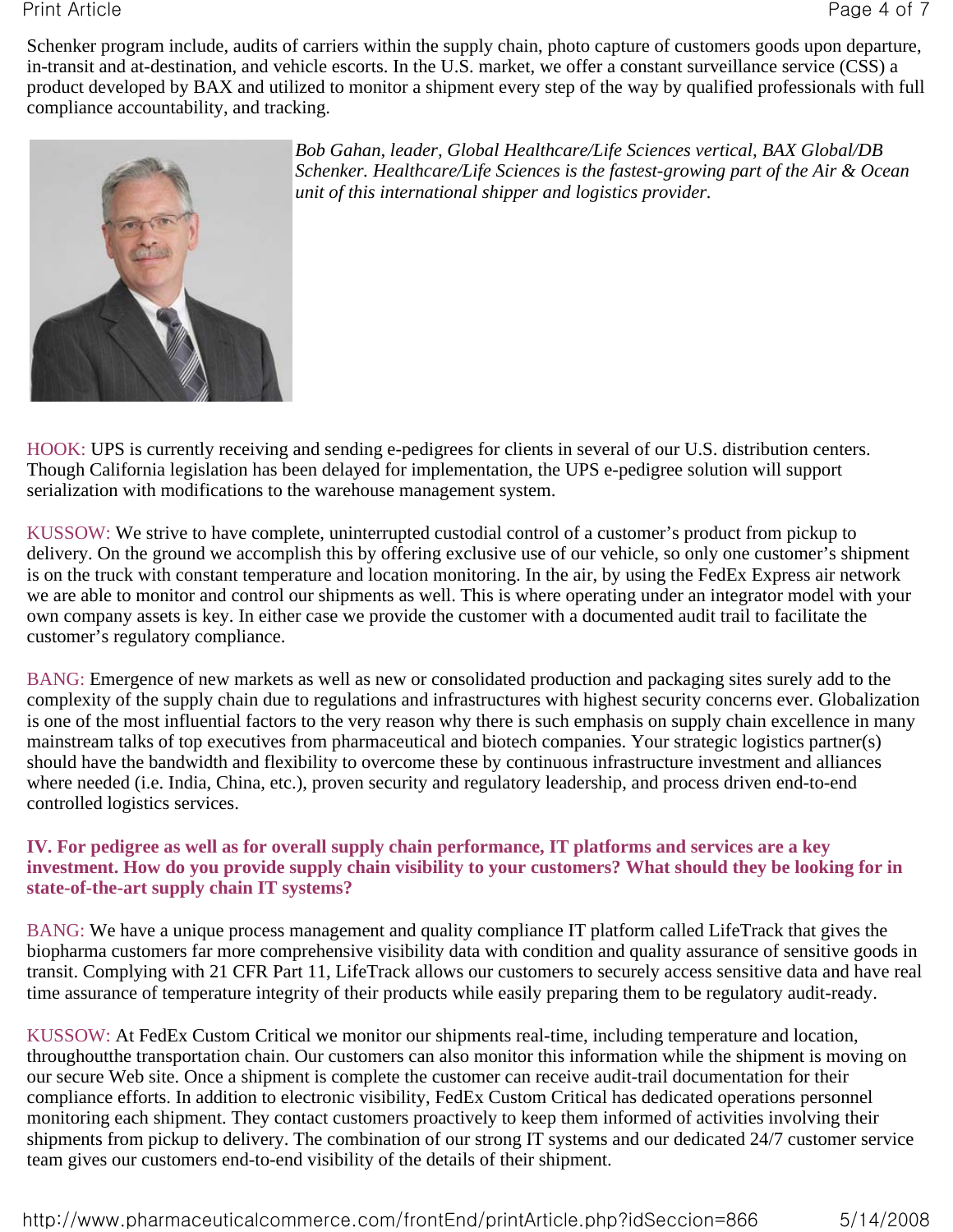Schenker program include, audits of carriers within the supply chain, photo capture of customers goods upon departure, in-transit and at-destination, and vehicle escorts. In the U.S. market, we offer a constant surveillance service (CSS) a product developed by BAX and utilized to monitor a shipment every step of the way by qualified professionals with full compliance accountability, and tracking.

*Bob Gahan, leader, Global Healthcare/Life Sciences vertical, BAX Global/DB Schenker. Healthcare/Life Sciences is the fastest-growing part of the Air & Ocean unit of this international shipper and logistics provider.*

HOOK: UPS is currently receiving and sending e-pedigrees for clients in several of our U.S. distribution centers. Though California legislation has been delayed for implementation, the UPS e-pedigree solution will support serialization with modifications to the warehouse management system.

KUSSOW: We strive to have complete, uninterrupted custodial control of a customer's product from pickup to delivery. On the ground we accomplish this by offering exclusive use of our vehicle, so only one customer's shipment is on the truck with constant temperature and location monitoring. In the air, by using the FedEx Express air network we are able to monitor and control our shipments as well. This is where operating under an integrator model with your own company assets is key. In either case we provide the customer with a documented audit trail to facilitate the customer's regulatory compliance.

BANG: Emergence of new markets as well as new or consolidated production and packaging sites surely add to the complexity of the supply chain due to regulations and infrastructures with highest security concerns ever. Globalization is one of the most influential factors to the very reason why there is such emphasis on supply chain excellence in many mainstream talks of top executives from pharmaceutical and biotech companies. Your strategic logistics partner(s) should have the bandwidth and flexibility to overcome these by continuous infrastructure investment and alliances where needed (i.e. India, China, etc.), proven security and regulatory leadership, and process driven end-to-end controlled logistics services.

**IV. For pedigree as well as for overall supply chain performance, IT platforms and services are a key investment. How do you provide supply chain visibility to your customers? What should they be looking for in state-of-the-art supply chain IT systems?**

BANG: We have a unique process management and quality compliance IT platform called LifeTrack that gives the biopharma customers far more comprehensive visibility data with condition and quality assurance of sensitive goods in transit. Complying with 21 CFR Part 11, LifeTrack allows our customers to securely access sensitive data and have real time assurance of temperature integrity of their products while easily preparing them to be regulatory audit-ready.

KUSSOW: At FedEx Custom Critical we monitor our shipments real-time, including temperature and location, throughoutthe transportation chain. Our customers can also monitor this information while the shipment is moving on our secure Web site. Once a shipment is complete the customer can receive audit-trail documentation for their compliance efforts. In addition to electronic visibility, FedEx Custom Critical has dedicated operations personnel monitoring each shipment. They contact customers proactively to keep them informed of activities involving their shipments from pickup to delivery. The combination of our strong IT systems and our dedicated 24/7 customer service team gives our customers end-to-end visibility of the details of their shipment.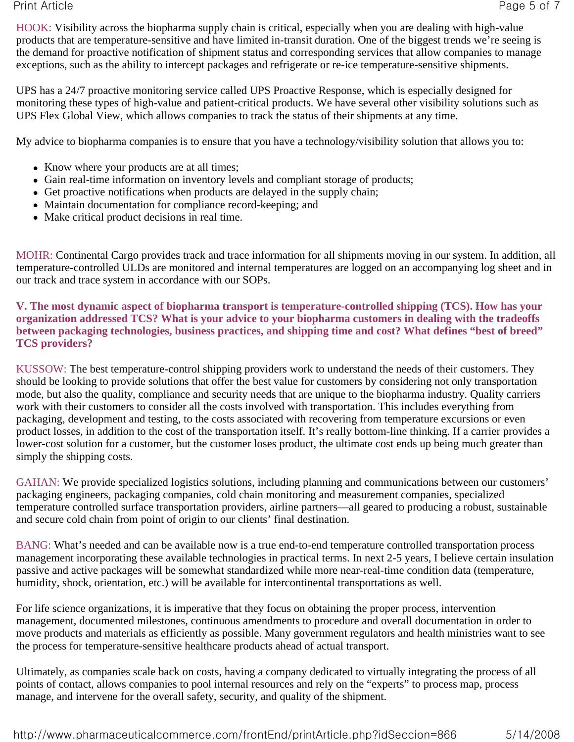HOOK: Visibility across the biopharma supply chain is critical, especially when you are dealing with high-value products that are temperature-sensitive and have limited in-transit duration. One of the biggest trends we're seeing is the demand for proactive notification of shipment status and corresponding services that allow companies to manage exceptions, such as the ability to intercept packages and refrigerate or re-ice temperature-sensitive shipments.

UPS has a 24/7 proactive monitoring service called UPS Proactive Response, which is especially designed for monitoring these types of high-value and patient-critical products. We have several other visibility solutions such as UPS Flex Global View, which allows companies to track the status of their shipments at any time.

My advice to biopharma companies is to ensure that you have a technology/visibility solution that allows you to:

- Know where your products are at all times;
- Gain real-time information on inventory levels and compliant storage of products;
- Get proactive notifications when products are delayed in the supply chain;
- Maintain documentation for compliance record-keeping; and
- Make critical product decisions in real time.

MOHR: Continental Cargo provides track and trace information for all shipments moving in our system. In addition, all temperature-controlled ULDs are monitored and internal temperatures are logged on an accompanying log sheet and in our track and trace system in accordance with our SOPs.

**V. The most dynamic aspect of biopharma transport is temperature-controlled shipping (TCS). How has your organization addressed TCS? What is your advice to your biopharma customers in dealing with the tradeoffs between packaging technologies, business practices, and shipping time and cost? What defines "best of breed" TCS providers?**

KUSSOW: The best temperature-control shipping providers work to understand the needs of their customers. They should be looking to provide solutions that offer the best value for customers by considering not only transportation mode, but also the quality, compliance and security needs that are unique to the biopharma industry. Quality carriers work with their customers to consider all the costs involved with transportation. This includes everything from packaging, development and testing, to the costs associated with recovering from temperature excursions or even product losses, in addition to the cost of the transportation itself. It's really bottom-line thinking. If a carrier provides a lower-cost solution for a customer, but the customer loses product, the ultimate cost ends up being much greater than simply the shipping costs.

GAHAN: We provide specialized logistics solutions, including planning and communications between our customers' packaging engineers, packaging companies, cold chain monitoring and measurement companies, specialized temperature controlled surface transportation providers, airline partners—all geared to producing a robust, sustainable and secure cold chain from point of origin to our clients' final destination.

BANG: What's needed and can be available now is a true end-to-end temperature controlled transportation process management incorporating these available technologies in practical terms. In next 2-5 years, I believe certain insulation passive and active packages will be somewhat standardized while more near-real-time condition data (temperature, humidity, shock, orientation, etc.) will be available for intercontinental transportations as well.

For life science organizations, it is imperative that they focus on obtaining the proper process, intervention management, documented milestones, continuous amendments to procedure and overall documentation in order to move products and materials as efficiently as possible. Many government regulators and health ministries want to see the process for temperature-sensitive healthcare products ahead of actual transport.

Ultimately, as companies scale back on costs, having a company dedicated to virtually integrating the process of all points of contact, allows companies to pool internal resources and rely on the "experts" to process map, process manage, and intervene for the overall safety, security, and quality of the shipment.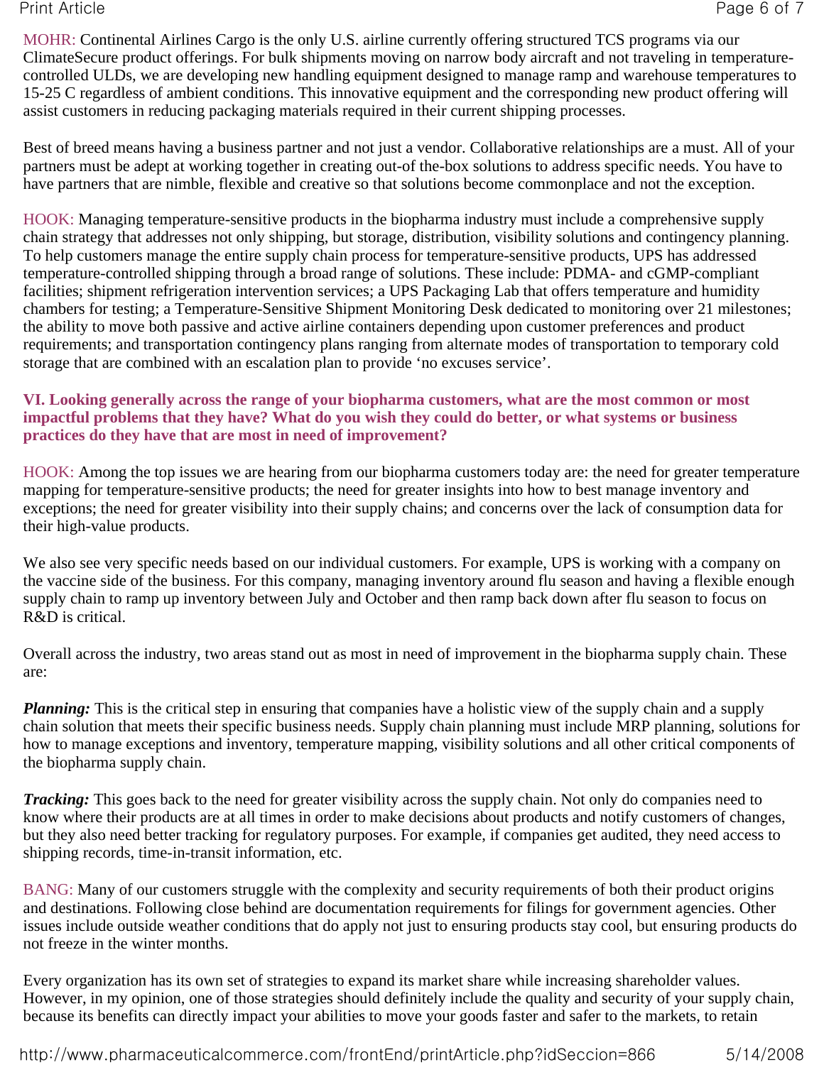MOHR: Continental Airlines Cargo is the only U.S. airline currently offering structured TCS programs via our ClimateSecure product offerings. For bulk shipments moving on narrow body aircraft and not traveling in temperature-controlled ULDs, we are developing new handling equipment designed to manage ramp and warehouse temperatures to 15-25 C regardless of ambient conditions. This innovative equipment and the corresponding new product offering will assist customers in reducing packaging materials required in their current shipping processes.

Best of breed means having a business partner and not just a vendor. Collaborative relationships are a must. All of your partners must be adept at working together in creating out-of the-box solutions to address specific needs. You have to have partners that are nimble, flexible and creative so that solutions become commonplace and not the exception.

HOOK: Managing temperature-sensitive products in the biopharma industry must include a comprehensive supply chain strategy that addresses not only shipping, but storage, distribution, visibility solutions and contingency planning. To help customers manage the entire supply chain process for temperature-sensitive products, UPS has addressed temperature-controlled shipping through a broad range of solutions. These include: PDMA- and cGMP-compliant facilities; shipment refrigeration intervention services; a UPS Packaging Lab that offers temperature and humidity chambers for testing; a Temperature-Sensitive Shipment Monitoring Desk dedicated to monitoring over 21 milestones; the ability to move both passive and active airline containers depending upon customer preferences and product requirements; and transportation contingency plans ranging from alternate modes of transportation to temporary cold storage that are combined with an escalation plan to provide 'no excuses service'.

**VI. Looking generally across the range of your biopharma customers, what are the most common or most impactful problems that they have? What do you wish they could do better, or what systems or business practices do they have that are most in need of improvement?**

HOOK: Among the top issues we are hearing from our biopharma customers today are: the need for greater temperature mapping for temperature-sensitive products; the need for greater insights into how to best manage inventory and exceptions; the need for greater visibility into their supply chains; and concerns over the lack of consumption data for their high-value products.

We also see very specific needs based on our individual customers. For example, UPS is working with a company on the vaccine side of the business. For this company, managing inventory around flu season and having a flexible enough supply chain to ramp up inventory between July and October and then ramp back down after flu season to focus on R&D is critical.

Overall across the industry, two areas stand out as most in need of improvement in the biopharma supply chain. These are:

***Planning:*** This is the critical step in ensuring that companies have a holistic view of the supply chain and a supply chain solution that meets their specific business needs. Supply chain planning must include MRP planning, solutions for how to manage exceptions and inventory, temperature mapping, visibility solutions and all other critical components of the biopharma supply chain.

***Tracking:*** This goes back to the need for greater visibility across the supply chain. Not only do companies need to know where their products are at all times in order to make decisions about products and notify customers of changes, but they also need better tracking for regulatory purposes. For example, if companies get audited, they need access to shipping records, time-in-transit information, etc.

BANG: Many of our customers struggle with the complexity and security requirements of both their product origins and destinations. Following close behind are documentation requirements for filings for government agencies. Other issues include outside weather conditions that do apply not just to ensuring products stay cool, but ensuring products do not freeze in the winter months.

Every organization has its own set of strategies to expand its market share while increasing shareholder values. However, in my opinion, one of those strategies should definitely include the quality and security of your supply chain, because its benefits can directly impact your abilities to move your goods faster and safer to the markets, to retain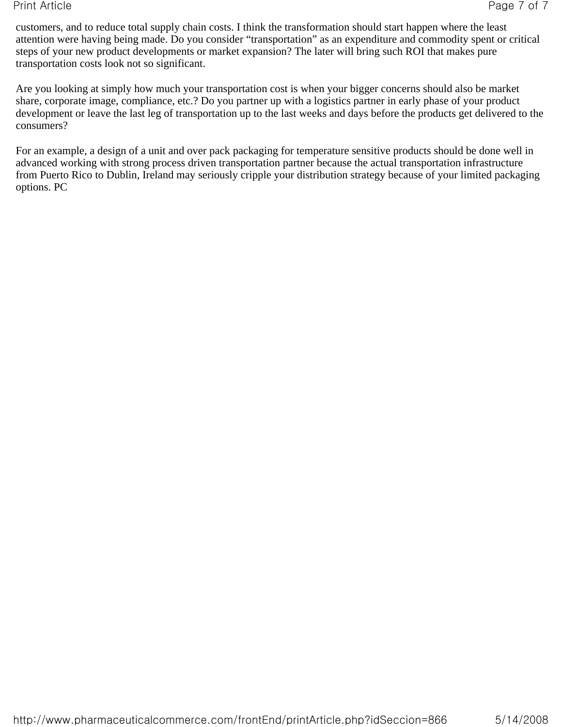customers, and to reduce total supply chain costs. I think the transformation should start happen where the least attention were having being made. Do you consider “transportation” as an expenditure and commodity spent or critical steps of your new product developments or market expansion? The later will bring such ROI that makes pure transportation costs look not so significant.

Are you looking at simply how much your transportation cost is when your bigger concerns should also be market share, corporate image, compliance, etc.? Do you partner up with a logistics partner in early phase of your product development or leave the last leg of transportation up to the last weeks and days before the products get delivered to the consumers?

For an example, a design of a unit and over pack packaging for temperature sensitive products should be done well in advanced working with strong process driven transportation partner because the actual transportation infrastructure from Puerto Rico to Dublin, Ireland may seriously cripple your distribution strategy because of your limited packaging options. PC